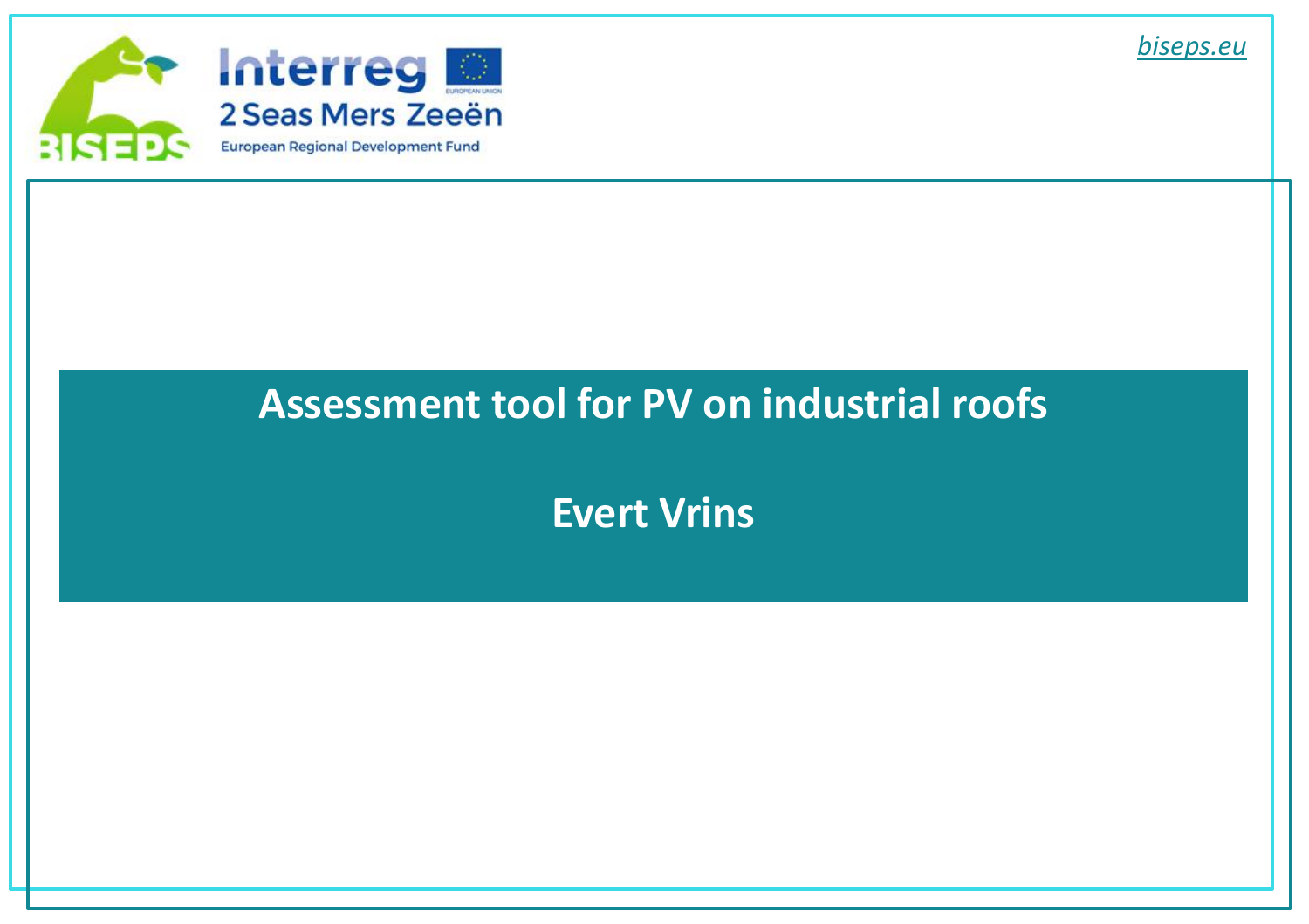biseps.eu

# Assessment tool for PV on industrial roofs

**Evert Vrins**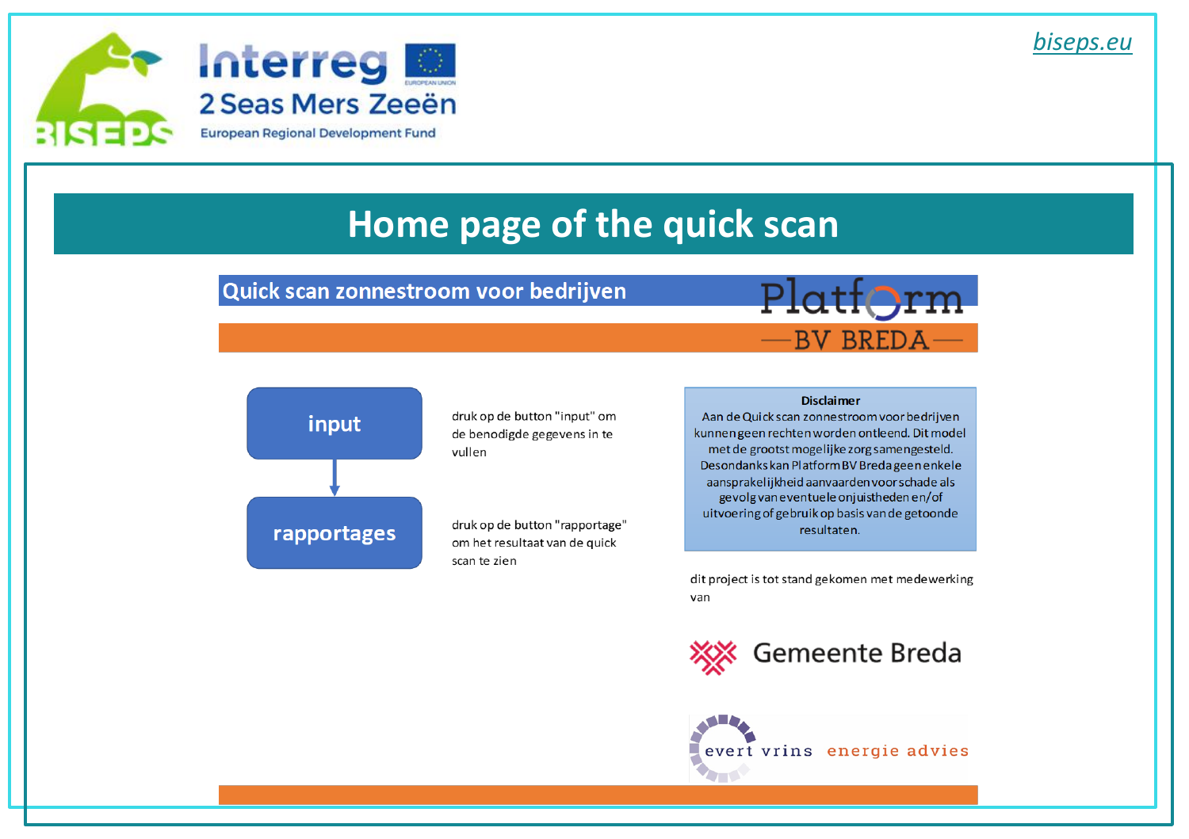biseps.eu

# Home page of the quick scan

## Quick scan zonnestroom voor bedrijven

Platform BV BREDA

**input**

druk op de button "input" om de benodigde gegevens in te vullen

**rapportages**

druk op de button "rapportage" om het resultaat van de quick scan te zien

**Disclaimer**

Aan de Quick scan zonnestroom voor bedrijven kunnen geen rechten worden ontleend. Dit model met de grootst mogelijke zorg samengesteld. Desondanks kan Platform BV Breda geen enkele aansprakelijkheid aanvaarden voor schade als gevolg van eventuele onjuistheden en/of uitvoering of gebruik op basis van de getoonde resultaten.

dit project is tot stand gekomen met medewerking van

Gemeente Breda

evert vrins energie advies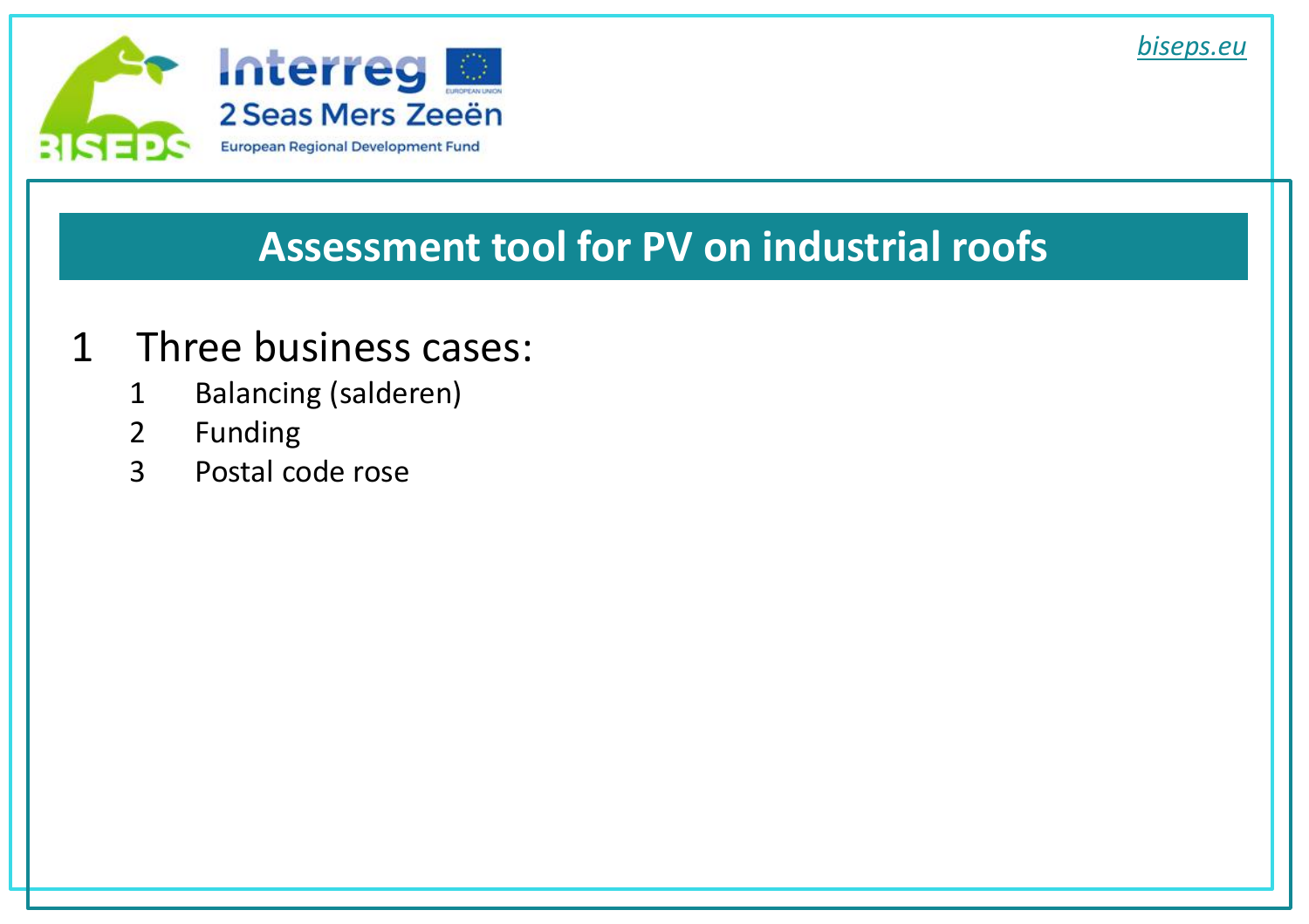## Assessment tool for PV on industrial roofs

1. Three business cases:
    1. Balancing (salderen)
    2. Funding
    3. Postal code rose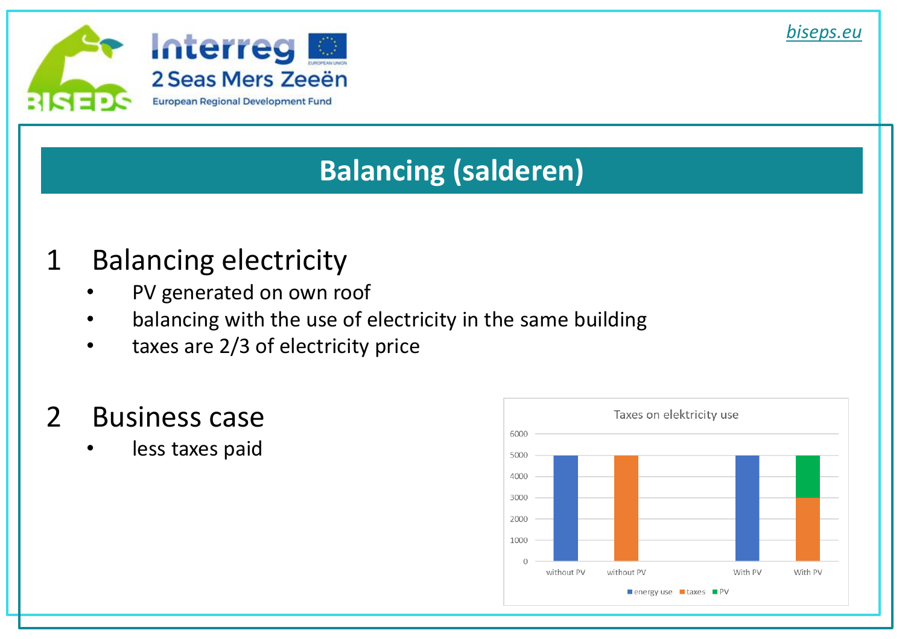# Balancing (salderen)

## 1 Balancing electricity

- PV generated on own roof
- balancing with the use of electricity in the same building
- taxes are 2/3 of electricity price

## 2 Business case

- less taxes paid

Taxes on elektricity use

6000
5000
4000
3000
2000
1000
0

without PV
without PV
With PV
With PV

energy use
taxes
PV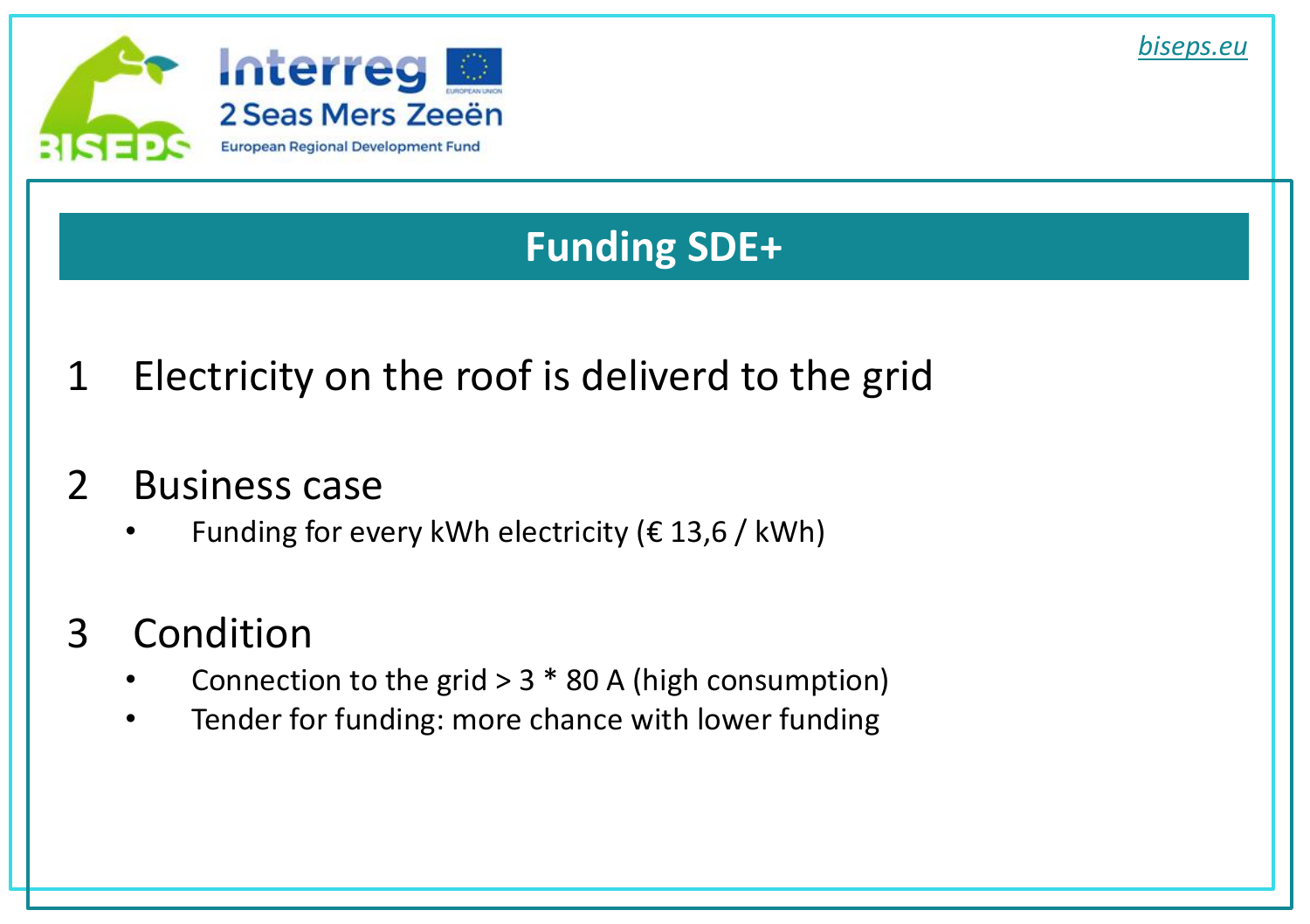# Funding SDE+

1 Electricity on the roof is deliverd to the grid

2 Business case

- Funding for every kWh electricity (€ 13,6 / kWh)

3 Condition

- Connection to the grid > 3 * 80 A (high consumption)
- Tender for funding: more chance with lower funding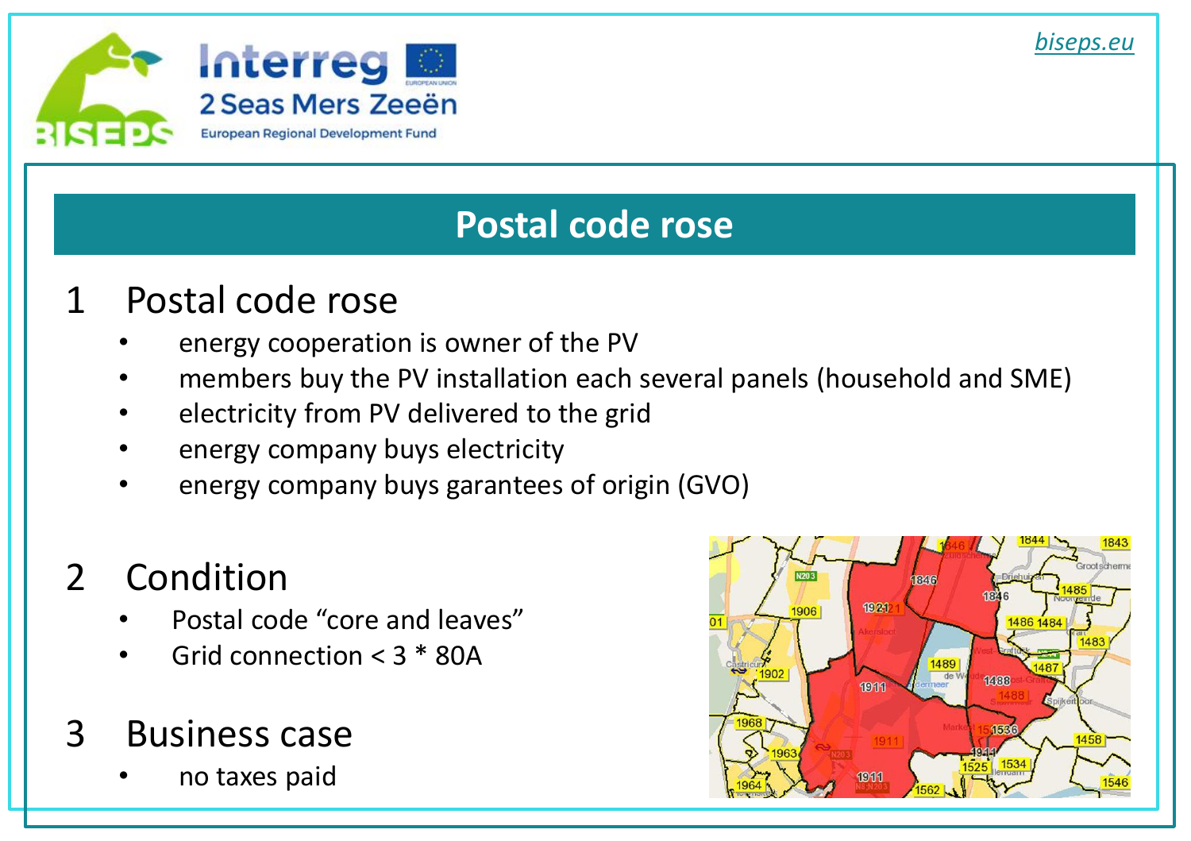# Postal code rose

## 1 Postal code rose

- energy cooperation is owner of the PV
- members buy the PV installation each several panels (household and SME)
- electricity from PV delivered to the grid
- energy company buys electricity
- energy company buys garantees of origin (GVO)

## 2 Condition

- Postal code “core and leaves”
- Grid connection < 3 * 80A

## 3 Business case

- no taxes paid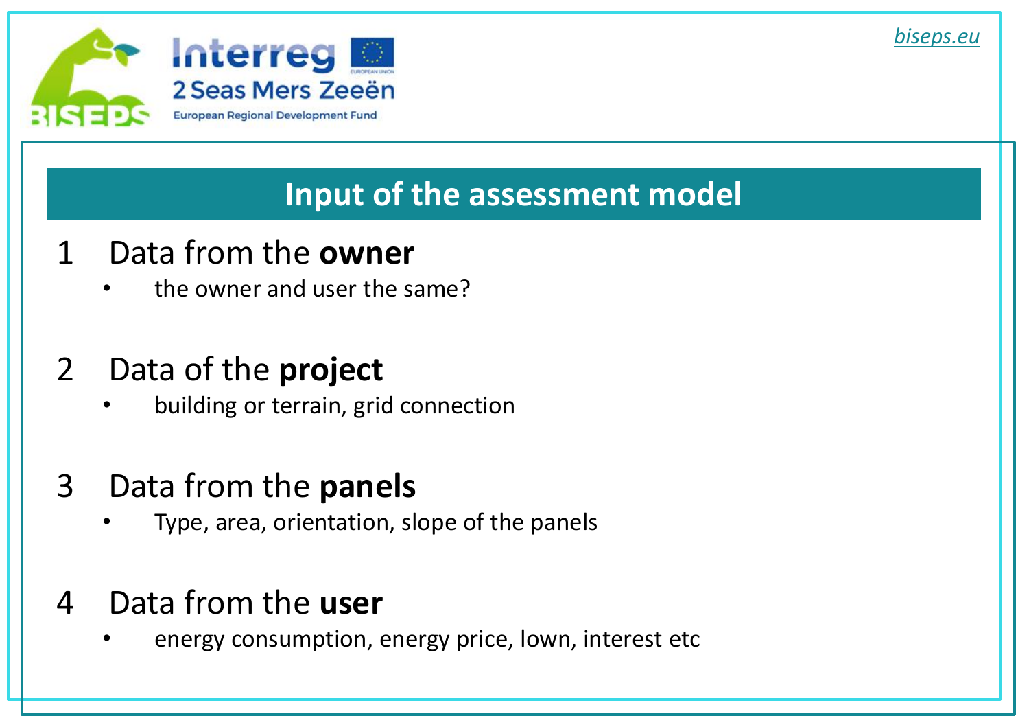## Input of the assessment model

1 Data from the **owner**

- the owner and user the same?

2 Data of the **project**

- building or terrain, grid connection

3 Data from the **panels**

- Type, area, orientation, slope of the panels

4 Data from the **user**

- energy consumption, energy price, lown, interest etc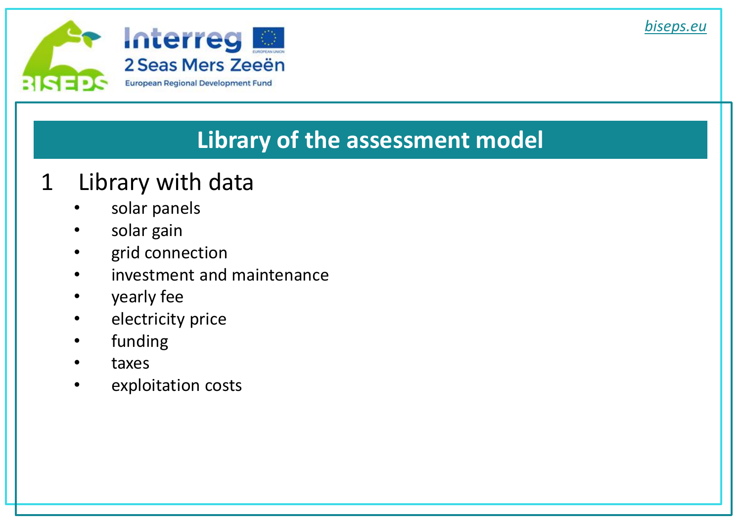# Library of the assessment model

## 1 Library with data

- solar panels
- solar gain
- grid connection
- investment and maintenance
- yearly fee
- electricity price
- funding
- taxes
- exploitation costs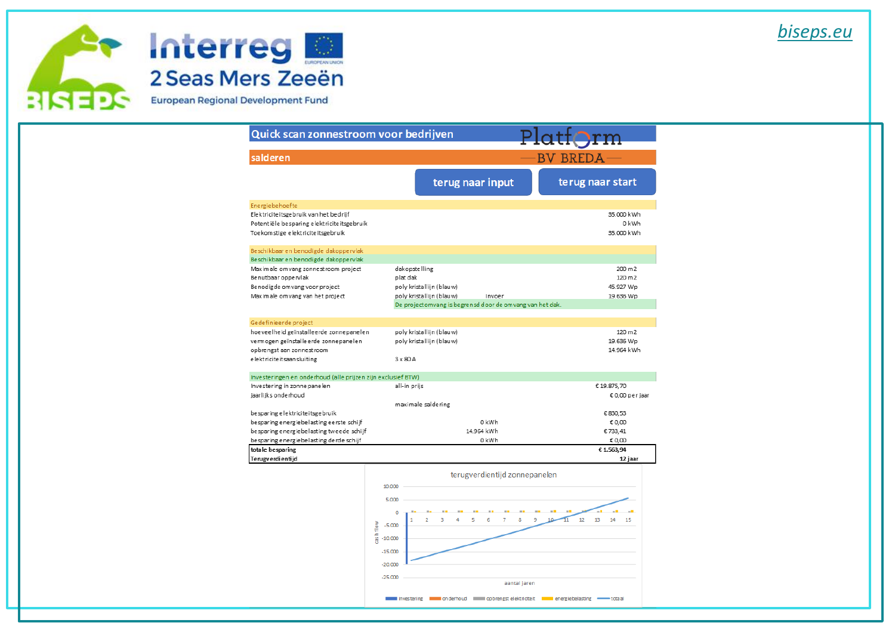biseps.eu

## Quick scan zonnestroom voor bedrijven

Platform BV BREDA

### salderen

terug naar input | terug naar start

| | | | |
|---|---|---|---|
| **Energiebehoefte** | | | |
| Elektriciteitsgebruik van het bedrijf | | | 55.000 kWh |
| Potentiële besparing elektriciteitsgebruik | | | 0 kWh |
| Toekomstige elektriciteitsgebruik | | | 55.000 kWh |
| **Beschikbaar en benodigde dakoppervlak** | | | |
| **Beschikbaar en benodigde dakoppervlak** | | | |
| Maximale omvang zonnestroom project | dakopstelling | | 200 m2 |
| Benutbaar oppervlak | plat dak | | 120 m2 |
| Benodigde omvang voor project | poly kristallijn (blauw) | | 45.927 Wp |
| Maximale omvang van het project | poly kristallijn (blauw) | invoer | 19.636 Wp |
| | De projectomvang is begrensd door de omvang van het dak. | | |
| **Gedefinieerde project** | | | |
| hoeveelheid geïnstalleerde zonnepanelen | poly kristallijn (blauw) | | 120 m2 |
| vermogen geïnstalleerde zonnepanelen | poly kristallijn (blauw) | | 19.636 Wp |
| opbrengst aan zonnestroom | | | 14.964 kWh |
| elektriciteitsaansluiting | 3 x 80A | | |
| **Investeringen en onderhoud (alle prijzen zijn exclusief BTW)** | | | |
| Investering in zonnepanelen | all-in prijs | | € 19.875,70 |
| Jaarlijks onderhoud | | | € 0,00 per jaar |
| | maximale saldering | | |
| besparing elektriciteitsgebruik | | | € 830,53 |
| besparing energiebelasting eerste schijf | | 0 kWh | € 0,00 |
| besparing energiebelasting tweede schijf | | 14.964 kWh | € 733,41 |
| besparing energiebelasting derde schijf | | 0 kWh | € 0,00 |
| **totale besparing** | | | **€ 1.563,94** |
| **Terugverdientijd** | | | **12 jaar** |

terugverdientijd zonnepanelen

10.000
5.000
0
-5.000
-10.000
-15.000
-20.000
-25.000

cash flow

1 2 3 4 5 6 7 8 9 10 11 12 13 14 15

aantal jaren

investering, onderhoud, opbrengst elektriciteit, energiebelasting, totaal